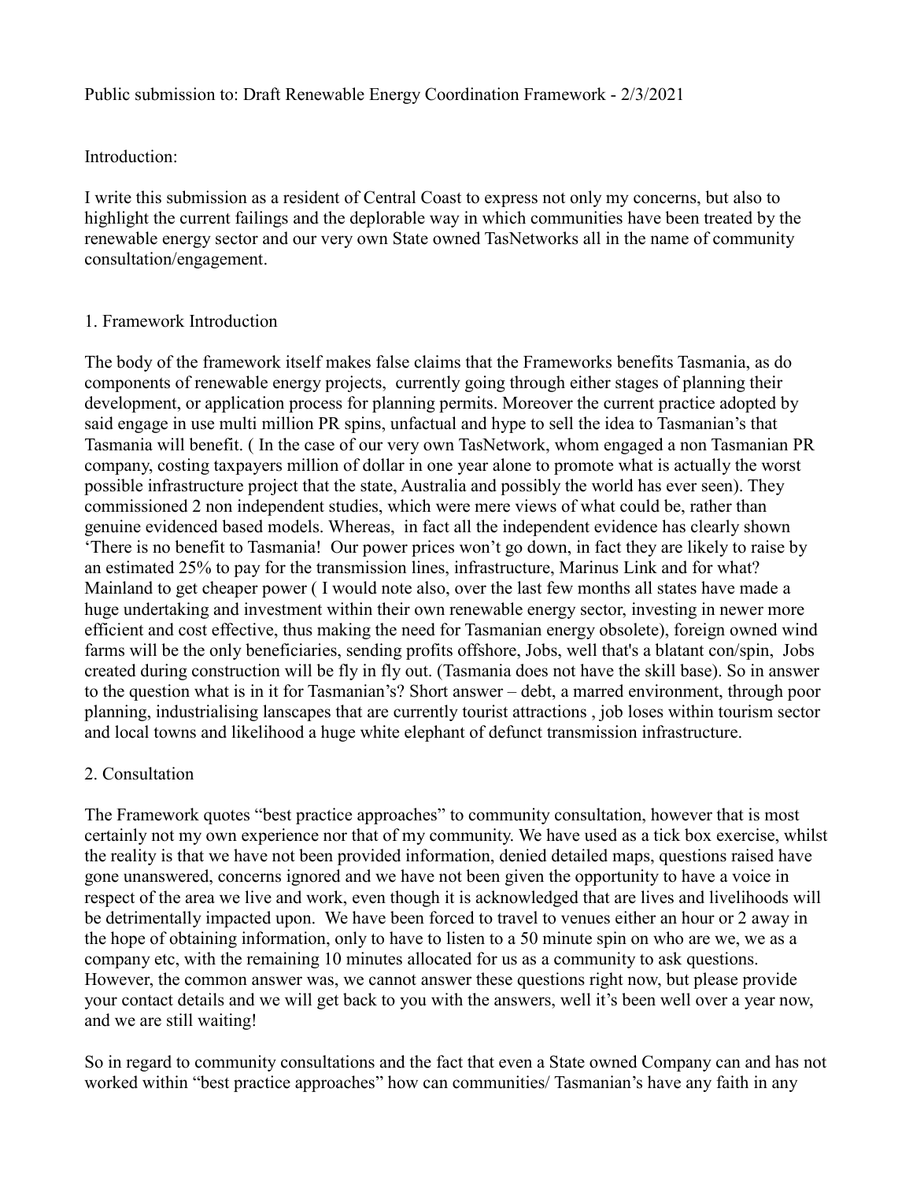Public submission to: Draft Renewable Energy Coordination Framework - 2/3/2021

Introduction:

I write this submission as a resident of Central Coast to express not only my concerns, but also to highlight the current failings and the deplorable way in which communities have been treated by the renewable energy sector and our very own State owned TasNetworks all in the name of community consultation/engagement.

1. Framework Introduction

The body of the framework itself makes false claims that the Frameworks benefits Tasmania, as do components of renewable energy projects,  currently going through either stages of planning their development, or application process for planning permits. Moreover the current practice adopted by said engage in use multi million PR spins, unfactual and hype to sell the idea to Tasmanian's that Tasmania will benefit. ( In the case of our very own TasNetwork, whom engaged a non Tasmanian PR company, costing taxpayers million of dollar in one year alone to promote what is actually the worst possible infrastructure project that the state, Australia and possibly the world has ever seen). They commissioned 2 non independent studies, which were mere views of what could be, rather than genuine evidenced based models. Whereas,  in fact all the independent evidence has clearly shown 'There is no benefit to Tasmania!  Our power prices won't go down, in fact they are likely to raise by an estimated 25% to pay for the transmission lines, infrastructure, Marinus Link and for what? Mainland to get cheaper power ( I would note also, over the last few months all states have made a huge undertaking and investment within their own renewable energy sector, investing in newer more efficient and cost effective, thus making the need for Tasmanian energy obsolete), foreign owned wind farms will be the only beneficiaries, sending profits offshore, Jobs, well that's a blatant con/spin,  Jobs created during construction will be fly in fly out. (Tasmania does not have the skill base). So in answer to the question what is in it for Tasmanian's? Short answer – debt, a marred environment, through poor planning, industrialising lanscapes that are currently tourist attractions , job loses within tourism sector and local towns and likelihood a huge white elephant of defunct transmission infrastructure.

2. Consultation

The Framework quotes "best practice approaches" to community consultation, however that is most certainly not my own experience nor that of my community. We have used as a tick box exercise, whilst the reality is that we have not been provided information, denied detailed maps, questions raised have gone unanswered, concerns ignored and we have not been given the opportunity to have a voice in respect of the area we live and work, even though it is acknowledged that are lives and livelihoods will be detrimentally impacted upon.  We have been forced to travel to venues either an hour or 2 away in the hope of obtaining information, only to have to listen to a 50 minute spin on who are we, we as a company etc, with the remaining 10 minutes allocated for us as a community to ask questions. However, the common answer was, we cannot answer these questions right now, but please provide your contact details and we will get back to you with the answers, well it's been well over a year now, and we are still waiting!

So in regard to community consultations and the fact that even a State owned Company can and has not worked within "best practice approaches" how can communities/ Tasmanian's have any faith in any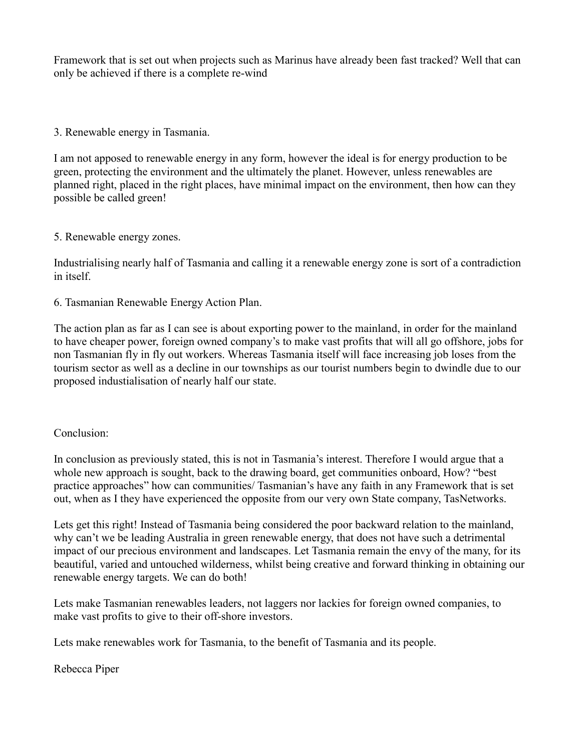Framework that is set out when projects such as Marinus have already been fast tracked? Well that can only be achieved if there is a complete re-wind

3. Renewable energy in Tasmania.

I am not apposed to renewable energy in any form, however the ideal is for energy production to be green, protecting the environment and the ultimately the planet. However, unless renewables are planned right, placed in the right places, have minimal impact on the environment, then how can they possible be called green!

5. Renewable energy zones.

Industrialising nearly half of Tasmania and calling it a renewable energy zone is sort of a contradiction in itself.

6. Tasmanian Renewable Energy Action Plan.

The action plan as far as I can see is about exporting power to the mainland, in order for the mainland to have cheaper power, foreign owned company's to make vast profits that will all go offshore, jobs for non Tasmanian fly in fly out workers. Whereas Tasmania itself will face increasing job loses from the tourism sector as well as a decline in our townships as our tourist numbers begin to dwindle due to our proposed industialisation of nearly half our state.

Conclusion:

In conclusion as previously stated, this is not in Tasmania's interest. Therefore I would argue that a whole new approach is sought, back to the drawing board, get communities onboard, How? "best practice approaches" how can communities/ Tasmanian's have any faith in any Framework that is set out, when as I they have experienced the opposite from our very own State company, TasNetworks.

Lets get this right! Instead of Tasmania being considered the poor backward relation to the mainland, why can't we be leading Australia in green renewable energy, that does not have such a detrimental impact of our precious environment and landscapes. Let Tasmania remain the envy of the many, for its beautiful, varied and untouched wilderness, whilst being creative and forward thinking in obtaining our renewable energy targets. We can do both!

Lets make Tasmanian renewables leaders, not laggers nor lackies for foreign owned companies, to make vast profits to give to their off-shore investors.

Lets make renewables work for Tasmania, to the benefit of Tasmania and its people.

Rebecca Piper